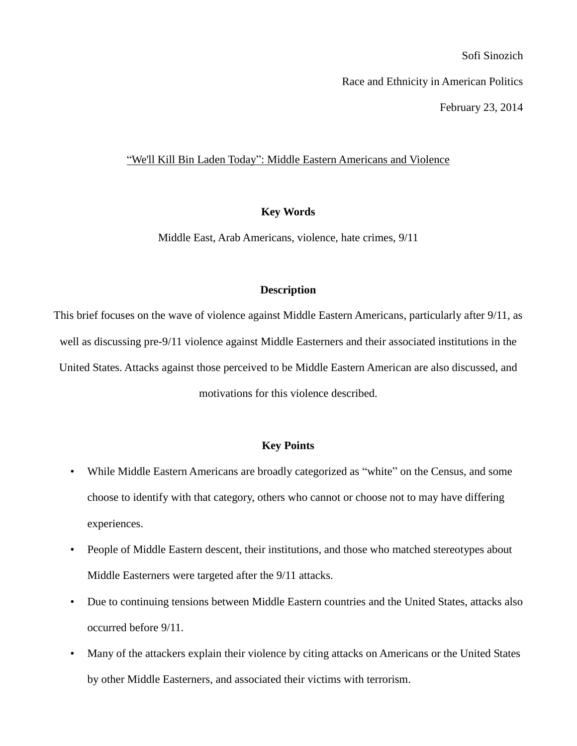Sofi Sinozich

Race and Ethnicity in American Politics

February 23, 2014

“We'll Kill Bin Laden Today”: Middle Eastern Americans and Violence

**Key Words**

Middle East, Arab Americans, violence, hate crimes, 9/11

**Description**

This brief focuses on the wave of violence against Middle Eastern Americans, particularly after 9/11, as well as discussing pre-9/11 violence against Middle Easterners and their associated institutions in the United States. Attacks against those perceived to be Middle Eastern American are also discussed, and motivations for this violence described.

**Key Points**

- While Middle Eastern Americans are broadly categorized as “white” on the Census, and some choose to identify with that category, others who cannot or choose not to may have differing experiences.
- People of Middle Eastern descent, their institutions, and those who matched stereotypes about Middle Easterners were targeted after the 9/11 attacks.
- Due to continuing tensions between Middle Eastern countries and the United States, attacks also occurred before 9/11.
- Many of the attackers explain their violence by citing attacks on Americans or the United States by other Middle Easterners, and associated their victims with terrorism.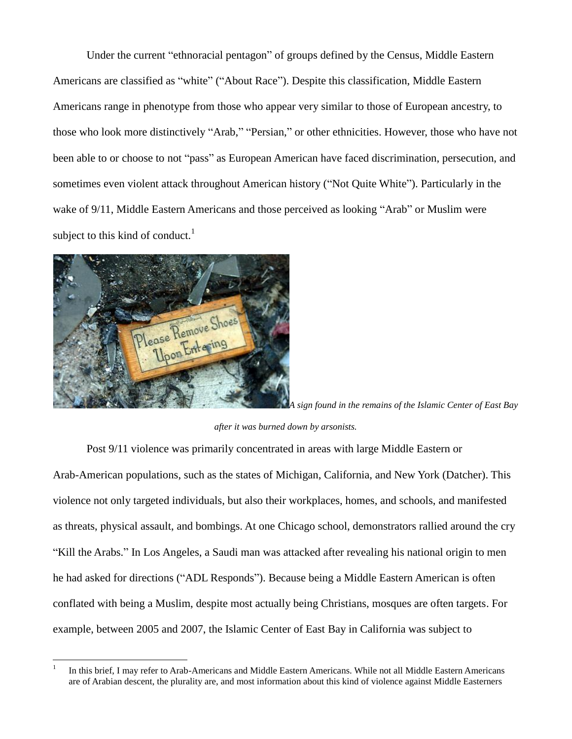Under the current "ethnoracial pentagon" of groups defined by the Census, Middle Eastern Americans are classified as "white" ("About Race"). Despite this classification, Middle Eastern Americans range in phenotype from those who appear very similar to those of European ancestry, to those who look more distinctively "Arab," "Persian," or other ethnicities. However, those who have not been able to or choose to not "pass" as European American have faced discrimination, persecution, and sometimes even violent attack throughout American history ("Not Quite White"). Particularly in the wake of 9/11, Middle Eastern Americans and those perceived as looking "Arab" or Muslim were subject to this kind of conduct.[1]

*A sign found in the remains of the Islamic Center of East Bay after it was burned down by arsonists.*

Post 9/11 violence was primarily concentrated in areas with large Middle Eastern or Arab-American populations, such as the states of Michigan, California, and New York (Datcher). This violence not only targeted individuals, but also their workplaces, homes, and schools, and manifested as threats, physical assault, and bombings. At one Chicago school, demonstrators rallied around the cry "Kill the Arabs." In Los Angeles, a Saudi man was attacked after revealing his national origin to men he had asked for directions ("ADL Responds"). Because being a Middle Eastern American is often conflated with being a Muslim, despite most actually being Christians, mosques are often targets. For example, between 2005 and 2007, the Islamic Center of East Bay in California was subject to

[1] In this brief, I may refer to Arab-Americans and Middle Eastern Americans. While not all Middle Eastern Americans are of Arabian descent, the plurality are, and most information about this kind of violence against Middle Easterners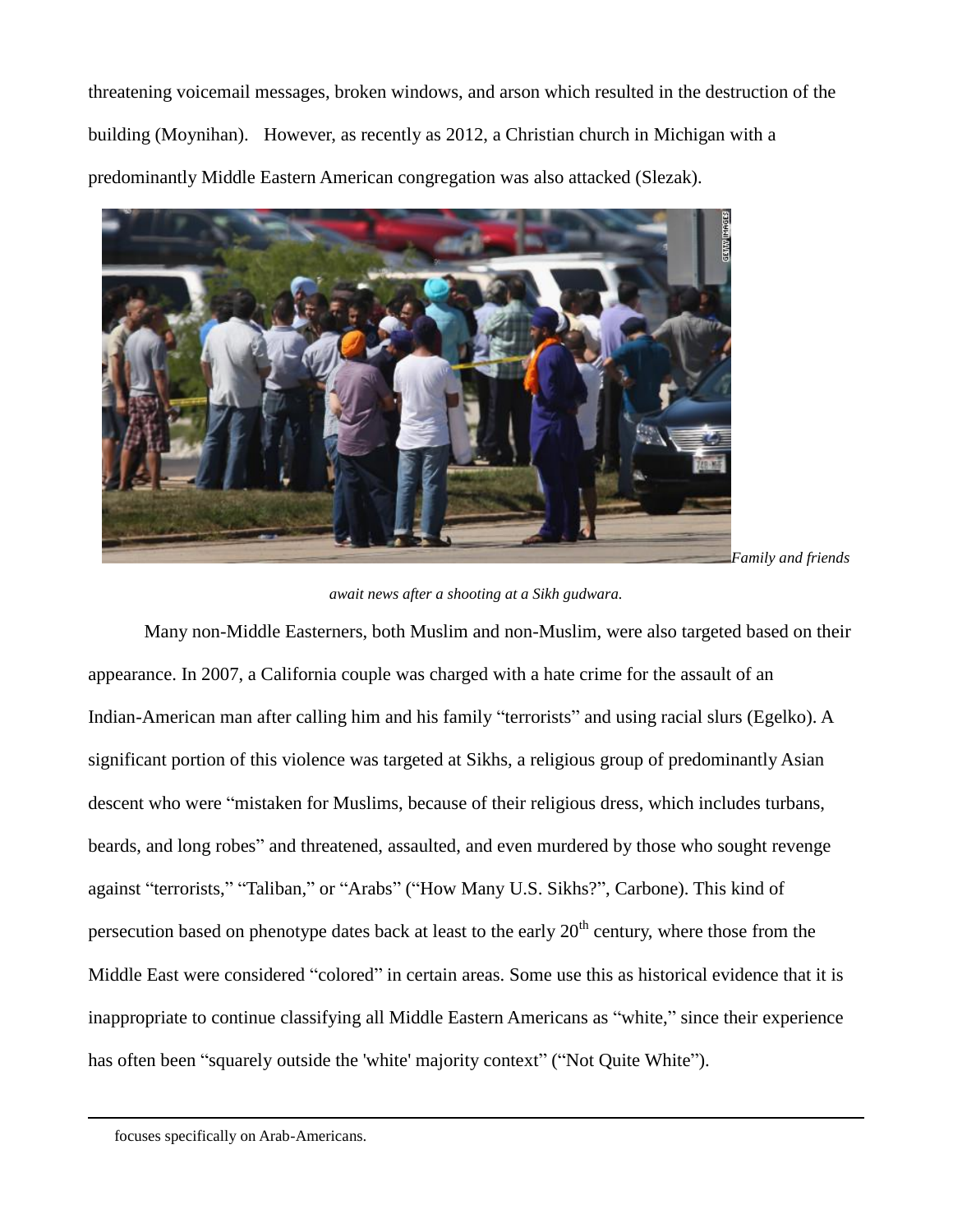threatening voicemail messages, broken windows, and arson which resulted in the destruction of the building (Moynihan). However, as recently as 2012, a Christian church in Michigan with a predominantly Middle Eastern American congregation was also attacked (Slezak).

*Family and friends await news after a shooting at a Sikh gudwara.*

Many non-Middle Easterners, both Muslim and non-Muslim, were also targeted based on their appearance. In 2007, a California couple was charged with a hate crime for the assault of an Indian-American man after calling him and his family "terrorists" and using racial slurs (Egelko). A significant portion of this violence was targeted at Sikhs, a religious group of predominantly Asian descent who were "mistaken for Muslims, because of their religious dress, which includes turbans, beards, and long robes" and threatened, assaulted, and even murdered by those who sought revenge against "terrorists," "Taliban," or "Arabs" ("How Many U.S. Sikhs?", Carbone). This kind of persecution based on phenotype dates back at least to the early 20th century, where those from the Middle East were considered "colored" in certain areas. Some use this as historical evidence that it is inappropriate to continue classifying all Middle Eastern Americans as "white," since their experience has often been "squarely outside the 'white' majority context" ("Not Quite White").

---

focuses specifically on Arab-Americans.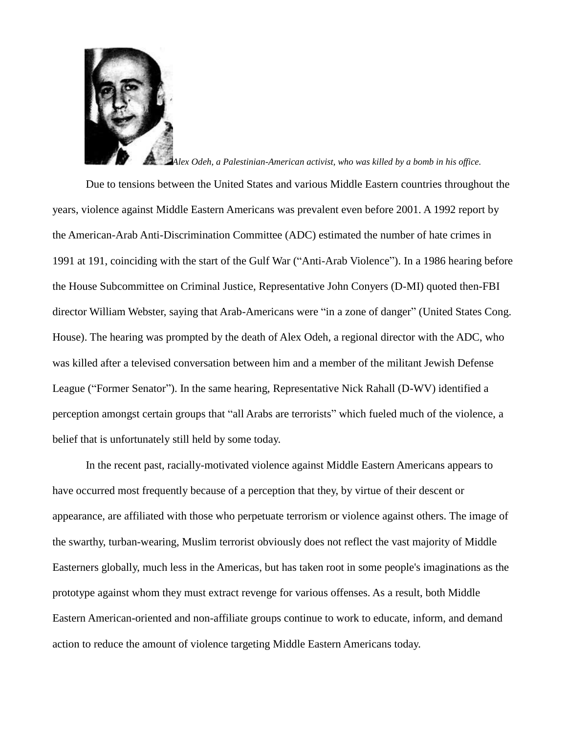*Alex Odeh, a Palestinian-American activist, who was killed by a bomb in his office.*

Due to tensions between the United States and various Middle Eastern countries throughout the years, violence against Middle Eastern Americans was prevalent even before 2001. A 1992 report by the American-Arab Anti-Discrimination Committee (ADC) estimated the number of hate crimes in 1991 at 191, coinciding with the start of the Gulf War ("Anti-Arab Violence"). In a 1986 hearing before the House Subcommittee on Criminal Justice, Representative John Conyers (D-MI) quoted then-FBI director William Webster, saying that Arab-Americans were "in a zone of danger" (United States Cong. House). The hearing was prompted by the death of Alex Odeh, a regional director with the ADC, who was killed after a televised conversation between him and a member of the militant Jewish Defense League ("Former Senator"). In the same hearing, Representative Nick Rahall (D-WV) identified a perception amongst certain groups that "all Arabs are terrorists" which fueled much of the violence, a belief that is unfortunately still held by some today.

In the recent past, racially-motivated violence against Middle Eastern Americans appears to have occurred most frequently because of a perception that they, by virtue of their descent or appearance, are affiliated with those who perpetuate terrorism or violence against others. The image of the swarthy, turban-wearing, Muslim terrorist obviously does not reflect the vast majority of Middle Easterners globally, much less in the Americas, but has taken root in some people's imaginations as the prototype against whom they must extract revenge for various offenses. As a result, both Middle Eastern American-oriented and non-affiliate groups continue to work to educate, inform, and demand action to reduce the amount of violence targeting Middle Eastern Americans today.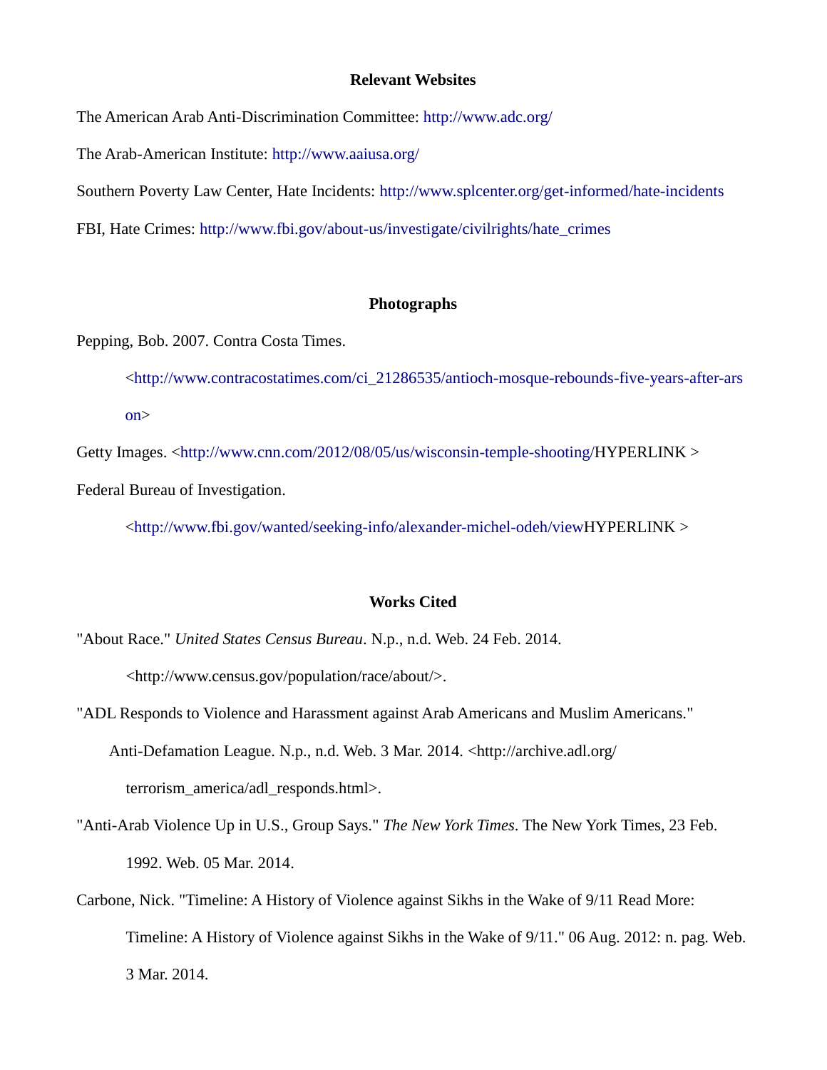## Relevant Websites

The American Arab Anti-Discrimination Committee: http://www.adc.org/

The Arab-American Institute: http://www.aaiusa.org/

Southern Poverty Law Center, Hate Incidents: http://www.splcenter.org/get-informed/hate-incidents

FBI, Hate Crimes: http://www.fbi.gov/about-us/investigate/civilrights/hate_crimes

## Photographs

Pepping, Bob. 2007. Contra Costa Times.
<http://www.contracostatimes.com/ci_21286535/antioch-mosque-rebounds-five-years-after-arson>

Getty Images. <http://www.cnn.com/2012/08/05/us/wisconsin-temple-shooting/HYPERLINK >

Federal Bureau of Investigation.
<http://www.fbi.gov/wanted/seeking-info/alexander-michel-odeh/viewHYPERLINK >

## Works Cited

"About Race." *United States Census Bureau*. N.p., n.d. Web. 24 Feb. 2014.
<http://www.census.gov/population/race/about/>.

"ADL Responds to Violence and Harassment against Arab Americans and Muslim Americans."
Anti-Defamation League. N.p., n.d. Web. 3 Mar. 2014. <http://archive.adl.org/terrorism_america/adl_responds.html>.

"Anti-Arab Violence Up in U.S., Group Says." *The New York Times*. The New York Times, 23 Feb. 1992. Web. 05 Mar. 2014.

Carbone, Nick. "Timeline: A History of Violence against Sikhs in the Wake of 9/11 Read More: Timeline: A History of Violence against Sikhs in the Wake of 9/11." 06 Aug. 2012: n. pag. Web. 3 Mar. 2014.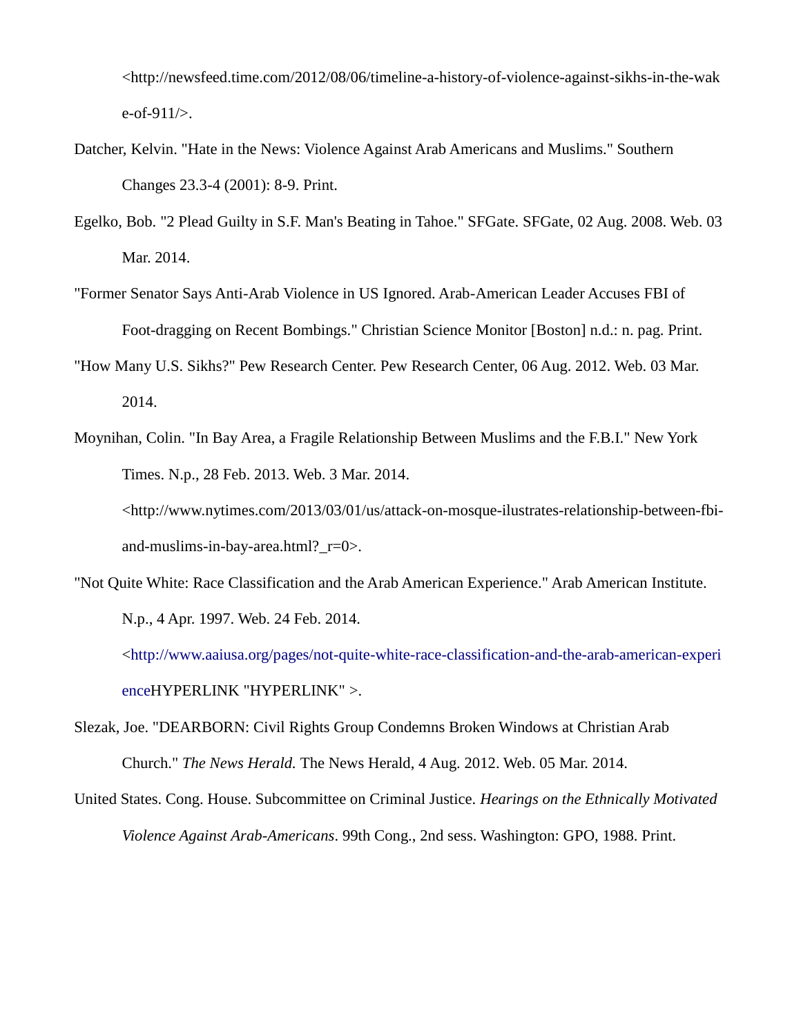<http://newsfeed.time.com/2012/08/06/timeline-a-history-of-violence-against-sikhs-in-the-wake-of-911/>.

Datcher, Kelvin. "Hate in the News: Violence Against Arab Americans and Muslims." Southern Changes 23.3-4 (2001): 8-9. Print.

Egelko, Bob. "2 Plead Guilty in S.F. Man's Beating in Tahoe." SFGate. SFGate, 02 Aug. 2008. Web. 03 Mar. 2014.

"Former Senator Says Anti-Arab Violence in US Ignored. Arab-American Leader Accuses FBI of Foot-dragging on Recent Bombings." Christian Science Monitor [Boston] n.d.: n. pag. Print.

"How Many U.S. Sikhs?" Pew Research Center. Pew Research Center, 06 Aug. 2012. Web. 03 Mar. 2014.

Moynihan, Colin. "In Bay Area, a Fragile Relationship Between Muslims and the F.B.I." New York Times. N.p., 28 Feb. 2013. Web. 3 Mar. 2014. <http://www.nytimes.com/2013/03/01/us/attack-on-mosque-ilustrates-relationship-between-fbi-and-muslims-in-bay-area.html?_r=0>.

"Not Quite White: Race Classification and the Arab American Experience." Arab American Institute. N.p., 4 Apr. 1997. Web. 24 Feb. 2014. <http://www.aaiusa.org/pages/not-quite-white-race-classification-and-the-arab-american-experienceHYPERLINK "HYPERLINK" >.

Slezak, Joe. "DEARBORN: Civil Rights Group Condemns Broken Windows at Christian Arab Church." *The News Herald.* The News Herald, 4 Aug. 2012. Web. 05 Mar. 2014.

United States. Cong. House. Subcommittee on Criminal Justice. *Hearings on the Ethnically Motivated Violence Against Arab-Americans*. 99th Cong., 2nd sess. Washington: GPO, 1988. Print.